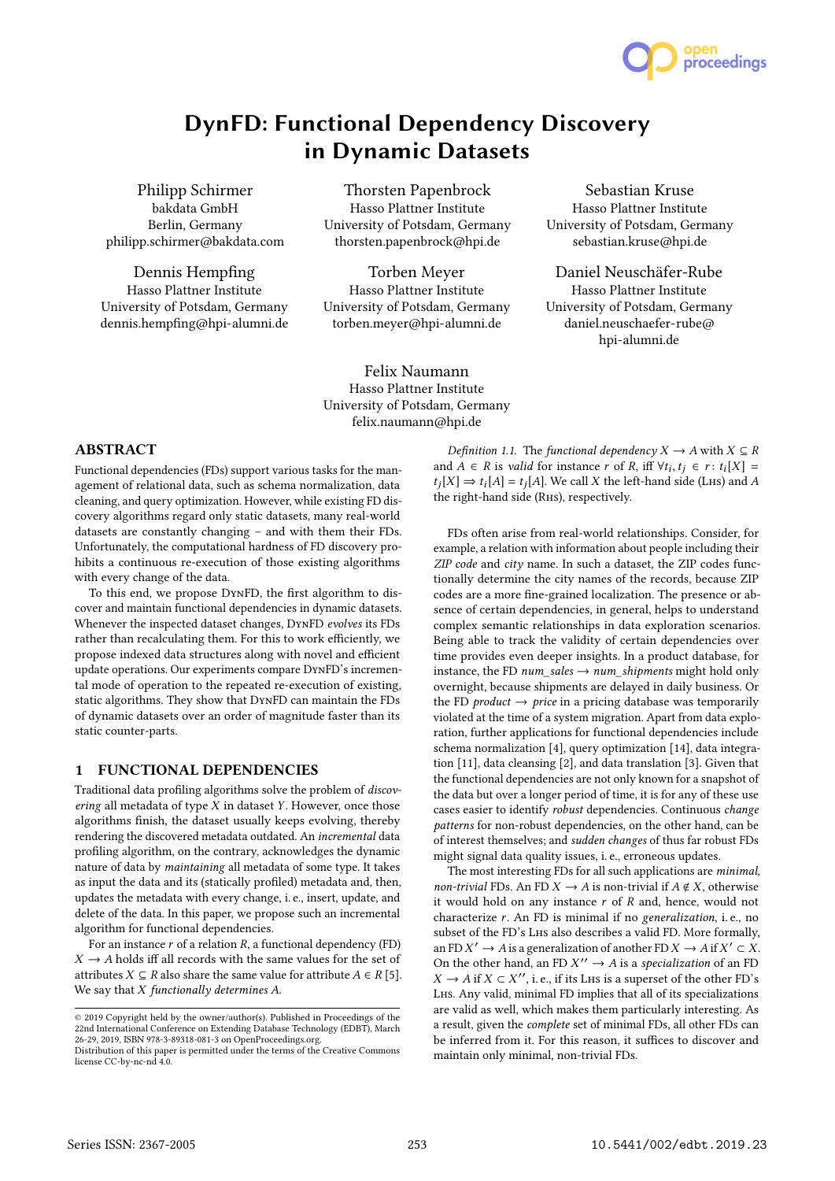# DynFD: Functional Dependency Discovery in Dynamic Datasets

Philipp Schirmer
bakdata GmbH
Berlin, Germany
philipp.schirmer@bakdata.com

Thorsten Papenbrock
Hasso Plattner Institute
University of Potsdam, Germany
thorsten.papenbrock@hpi.de

Sebastian Kruse
Hasso Plattner Institute
University of Potsdam, Germany
sebastian.kruse@hpi.de

Dennis Hempfing
Hasso Plattner Institute
University of Potsdam, Germany
dennis.hempfing@hpi-alumni.de

Torben Meyer
Hasso Plattner Institute
University of Potsdam, Germany
torben.meyer@hpi-alumni.de

Daniel Neuschäfer-Rube
Hasso Plattner Institute
University of Potsdam, Germany
daniel.neuschaefer-rube@hpi-alumni.de

Felix Naumann
Hasso Plattner Institute
University of Potsdam, Germany
felix.naumann@hpi.de

## ABSTRACT

Functional dependencies (FDs) support various tasks for the management of relational data, such as schema normalization, data cleaning, and query optimization. However, while existing FD discovery algorithms regard only static datasets, many real-world datasets are constantly changing – and with them their FDs. Unfortunately, the computational hardness of FD discovery prohibits a continuous re-execution of those existing algorithms with every change of the data.

To this end, we propose DynFD, the first algorithm to discover and maintain functional dependencies in dynamic datasets. Whenever the inspected dataset changes, DynFD *evolves* its FDs rather than recalculating them. For this to work efficiently, we propose indexed data structures along with novel and efficient update operations. Our experiments compare DynFD's incremental mode of operation to the repeated re-execution of existing, static algorithms. They show that DynFD can maintain the FDs of dynamic datasets over an order of magnitude faster than its static counter-parts.

## 1 FUNCTIONAL DEPENDENCIES

Traditional data profiling algorithms solve the problem of *discovering* all metadata of type $X$ in dataset $Y$. However, once those algorithms finish, the dataset usually keeps evolving, thereby rendering the discovered metadata outdated. An *incremental* data profiling algorithm, on the contrary, acknowledges the dynamic nature of data by *maintaining* all metadata of some type. It takes as input the data and its (statically profiled) metadata and, then, updates the metadata with every change, i. e., insert, update, and delete of the data. In this paper, we propose such an incremental algorithm for functional dependencies.

For an instance $r$ of a relation $R$, a functional dependency (FD) $X \rightarrow A$ holds iff all records with the same values for the set of attributes $X \subseteq R$ also share the same value for attribute $A \in R$ [5]. We say that $X$ *functionally determines* $A$.

*Definition 1.1.* The *functional dependency* $X \rightarrow A$ with $X \subseteq R$ and $A \in R$ is *valid* for instance $r$ of $R$, iff $\forall t_i, t_j \in r\colon t_i[X] = t_j[X] \Rightarrow t_i[A] = t_j[A]$. We call $X$ the left-hand side (Lhs) and $A$ the right-hand side (Rhs), respectively.

FDs often arise from real-world relationships. Consider, for example, a relation with information about people including their *ZIP code* and *city* name. In such a dataset, the ZIP codes functionally determine the city names of the records, because ZIP codes are a more fine-grained localization. The presence or absence of certain dependencies, in general, helps to understand complex semantic relationships in data exploration scenarios. Being able to track the validity of certain dependencies over time provides even deeper insights. In a product database, for instance, the FD *num_sales* $\rightarrow$ *num_shipments* might hold only overnight, because shipments are delayed in daily business. Or the FD *product* $\rightarrow$ *price* in a pricing database was temporarily violated at the time of a system migration. Apart from data exploration, further applications for functional dependencies include schema normalization [4], query optimization [14], data integration [11], data cleansing [2], and data translation [3]. Given that the functional dependencies are not only known for a snapshot of the data but over a longer period of time, it is for any of these use cases easier to identify *robust* dependencies. Continuous *change patterns* for non-robust dependencies, on the other hand, can be of interest themselves; and *sudden changes* of thus far robust FDs might signal data quality issues, i. e., erroneous updates.

The most interesting FDs for all such applications are *minimal, non-trivial* FDs. An FD $X \rightarrow A$ is non-trivial if $A \notin X$, otherwise it would hold on any instance $r$ of $R$ and, hence, would not characterize $r$. An FD is minimal if no *generalization*, i. e., no subset of the FD's Lhs also describes a valid FD. More formally, an FD $X' \rightarrow A$ is a generalization of another FD $X \rightarrow A$ if $X' \subset X$. On the other hand, an FD $X'' \rightarrow A$ is a *specialization* of an FD $X \rightarrow A$ if $X \subset X''$, i. e., if its Lhs is a superset of the other FD's Lhs. Any valid, minimal FD implies that all of its specializations are valid as well, which makes them particularly interesting. As a result, given the *complete* set of minimal FDs, all other FDs can be inferred from it. For this reason, it suffices to discover and maintain only minimal, non-trivial FDs.

© 2019 Copyright held by the owner/author(s). Published in Proceedings of the 22nd International Conference on Extending Database Technology (EDBT), March 26-29, 2019, ISBN 978-3-89318-081-3 on OpenProceedings.org.
Distribution of this paper is permitted under the terms of the Creative Commons license CC-by-nc-nd 4.0.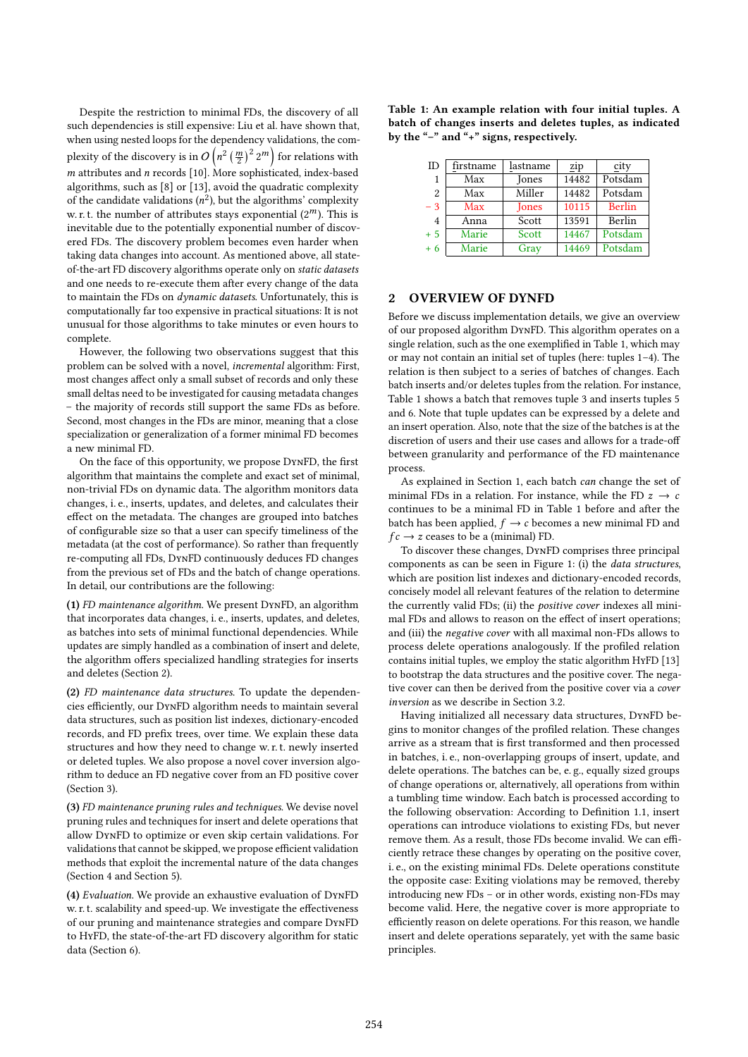Despite the restriction to minimal FDs, the discovery of all such dependencies is still expensive: Liu et al. have shown that, when using nested loops for the dependency validations, the complexity of the discovery is in $O\left(n^2 \left(\frac{m}{2}\right)^2 2^m\right)$ for relations with $m$ attributes and $n$ records [10]. More sophisticated, index-based algorithms, such as [8] or [13], avoid the quadratic complexity of the candidate validations ($n^2$), but the algorithms' complexity w. r. t. the number of attributes stays exponential ($2^m$). This is inevitable due to the potentially exponential number of discovered FDs. The discovery problem becomes even harder when taking data changes into account. As mentioned above, all state-of-the-art FD discovery algorithms operate only on *static datasets* and one needs to re-execute them after every change of the data to maintain the FDs on *dynamic datasets*. Unfortunately, this is computationally far too expensive in practical situations: It is not unusual for those algorithms to take minutes or even hours to complete.

However, the following two observations suggest that this problem can be solved with a novel, *incremental* algorithm: First, most changes affect only a small subset of records and only these small deltas need to be investigated for causing metadata changes – the majority of records still support the same FDs as before. Second, most changes in the FDs are minor, meaning that a close specialization or generalization of a former minimal FD becomes a new minimal FD.

On the face of this opportunity, we propose DynFD, the first algorithm that maintains the complete and exact set of minimal, non-trivial FDs on dynamic data. The algorithm monitors data changes, i. e., inserts, updates, and deletes, and calculates their effect on the metadata. The changes are grouped into batches of configurable size so that a user can specify timeliness of the metadata (at the cost of performance). So rather than frequently re-computing all FDs, DynFD continuously deduces FD changes from the previous set of FDs and the batch of change operations. In detail, our contributions are the following:

**(1)** *FD maintenance algorithm.* We present DynFD, an algorithm that incorporates data changes, i. e., inserts, updates, and deletes, as batches into sets of minimal functional dependencies. While updates are simply handled as a combination of insert and delete, the algorithm offers specialized handling strategies for inserts and deletes (Section 2).

**(2)** *FD maintenance data structures.* To update the dependencies efficiently, our DynFD algorithm needs to maintain several data structures, such as position list indexes, dictionary-encoded records, and FD prefix trees, over time. We explain these data structures and how they need to change w. r. t. newly inserted or deleted tuples. We also propose a novel cover inversion algorithm to deduce an FD negative cover from an FD positive cover (Section 3).

**(3)** *FD maintenance pruning rules and techniques.* We devise novel pruning rules and techniques for insert and delete operations that allow DynFD to optimize or even skip certain validations. For validations that cannot be skipped, we propose efficient validation methods that exploit the incremental nature of the data changes (Section 4 and Section 5).

**(4)** *Evaluation.* We provide an exhaustive evaluation of DynFD w. r. t. scalability and speed-up. We investigate the effectiveness of our pruning and maintenance strategies and compare DynFD to HyFD, the state-of-the-art FD discovery algorithm for static data (Section 6).

**Table 1: An example relation with four initial tuples. A batch of changes inserts and deletes tuples, as indicated by the "–" and "+" signs, respectively.**

| ID | firstname | lastname | zip | city |
|---|---|---|---|---|
| 1 | Max | Jones | 14482 | Potsdam |
| 2 | Max | Miller | 14482 | Potsdam |
| – 3 | Max | Jones | 10115 | Berlin |
| 4 | Anna | Scott | 13591 | Berlin |
| + 5 | Marie | Scott | 14467 | Potsdam |
| + 6 | Marie | Gray | 14469 | Potsdam |

## 2 OVERVIEW OF DYNFD

Before we discuss implementation details, we give an overview of our proposed algorithm DynFD. This algorithm operates on a single relation, such as the one exemplified in Table 1, which may or may not contain an initial set of tuples (here: tuples 1–4). The relation is then subject to a series of batches of changes. Each batch inserts and/or deletes tuples from the relation. For instance, Table 1 shows a batch that removes tuple 3 and inserts tuples 5 and 6. Note that tuple updates can be expressed by a delete and an insert operation. Also, note that the size of the batches is at the discretion of users and their use cases and allows for a trade-off between granularity and performance of the FD maintenance process.

As explained in Section 1, each batch *can* change the set of minimal FDs in a relation. For instance, while the FD $z \rightarrow c$ continues to be a minimal FD in Table 1 before and after the batch has been applied, $f \rightarrow c$ becomes a new minimal FD and $fc \rightarrow z$ ceases to be a (minimal) FD.

To discover these changes, DynFD comprises three principal components as can be seen in Figure 1: (i) the *data structures*, which are position list indexes and dictionary-encoded records, concisely model all relevant features of the relation to determine the currently valid FDs; (ii) the *positive cover* indexes all minimal FDs and allows to reason on the effect of insert operations; and (iii) the *negative cover* with all maximal non-FDs allows to process delete operations analogously. If the profiled relation contains initial tuples, we employ the static algorithm HyFD [13] to bootstrap the data structures and the positive cover. The negative cover can then be derived from the positive cover via a *cover inversion* as we describe in Section 3.2.

Having initialized all necessary data structures, DynFD begins to monitor changes of the profiled relation. These changes arrive as a stream that is first transformed and then processed in batches, i. e., non-overlapping groups of insert, update, and delete operations. The batches can be, e. g., equally sized groups of change operations or, alternatively, all operations from within a tumbling time window. Each batch is processed according to the following observation: According to Definition 1.1, insert operations can introduce violations to existing FDs, but never remove them. As a result, those FDs become invalid. We can efficiently retrace these changes by operating on the positive cover, i. e., on the existing minimal FDs. Delete operations constitute the opposite case: Exiting violations may be removed, thereby introducing new FDs – or in other words, existing non-FDs may become valid. Here, the negative cover is more appropriate to efficiently reason on delete operations. For this reason, we handle insert and delete operations separately, yet with the same basic principles.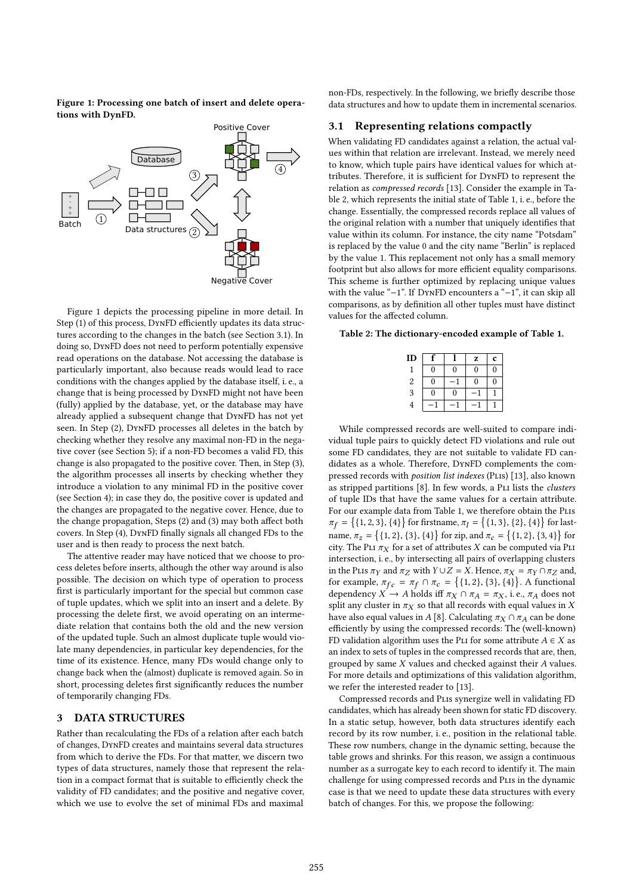**Figure 1: Processing one batch of insert and delete operations with DynFD.**

Figure 1 depicts the processing pipeline in more detail. In Step (1) of this process, DynFD efficiently updates its data structures according to the changes in the batch (see Section 3.1). In doing so, DynFD does not need to perform potentially expensive read operations on the database. Not accessing the database is particularly important, also because reads would lead to race conditions with the changes applied by the database itself, i. e., a change that is being processed by DynFD might not have been (fully) applied by the database, yet, or the database may have already applied a subsequent change that DynFD has not yet seen. In Step (2), DynFD processes all deletes in the batch by checking whether they resolve any maximal non-FD in the negative cover (see Section 5); if a non-FD becomes a valid FD, this change is also propagated to the positive cover. Then, in Step (3), the algorithm processes all inserts by checking whether they introduce a violation to any minimal FD in the positive cover (see Section 4); in case they do, the positive cover is updated and the changes are propagated to the negative cover. Hence, due to the change propagation, Steps (2) and (3) may both affect both covers. In Step (4), DynFD finally signals all changed FDs to the user and is then ready to process the next batch.

The attentive reader may have noticed that we choose to process deletes before inserts, although the other way around is also possible. The decision on which type of operation to process first is particularly important for the special but common case of tuple updates, which we split into an insert and a delete. By processing the delete first, we avoid operating on an intermediate relation that contains both the old and the new version of the updated tuple. Such an almost duplicate tuple would violate many dependencies, in particular key dependencies, for the time of its existence. Hence, many FDs would change only to change back when the (almost) duplicate is removed again. So in short, processing deletes first significantly reduces the number of temporarily changing FDs.

## 3 DATA STRUCTURES

Rather than recalculating the FDs of a relation after each batch of changes, DynFD creates and maintains several data structures from which to derive the FDs. For that matter, we discern two types of data structures, namely those that represent the relation in a compact format that is suitable to efficiently check the validity of FD candidates; and the positive and negative cover, which we use to evolve the set of minimal FDs and maximal non-FDs, respectively. In the following, we briefly describe those data structures and how to update them in incremental scenarios.

### 3.1 Representing relations compactly

When validating FD candidates against a relation, the actual values within that relation are irrelevant. Instead, we merely need to know, which tuple pairs have identical values for which attributes. Therefore, it is sufficient for DynFD to represent the relation as *compressed records* [13]. Consider the example in Table 2, which represents the initial state of Table 1, i. e., before the change. Essentially, the compressed records replace all values of the original relation with a number that uniquely identifies that value within its column. For instance, the city name "Potsdam" is replaced by the value 0 and the city name "Berlin" is replaced by the value 1. This replacement not only has a small memory footprint but also allows for more efficient equality comparisons. This scheme is further optimized by replacing unique values with the value "$-1$". If DynFD encounters a "$-1$", it can skip all comparisons, as by definition all other tuples must have distinct values for the affected column.

**Table 2: The dictionary-encoded example of Table 1.**

| ID | f | l | z | c |
|---|---|---|---|---|
| 1 | 0 | 0 | 0 | 0 |
| 2 | 0 | $-1$ | 0 | 0 |
| 3 | 0 | 0 | $-1$ | 1 |
| 4 | $-1$ | $-1$ | $-1$ | 1 |

While compressed records are well-suited to compare individual tuple pairs to quickly detect FD violations and rule out some FD candidates, they are not suitable to validate FD candidates as a whole. Therefore, DynFD complements the compressed records with *position list indexes* (Plis) [13], also known as stripped partitions [8]. In few words, a Pli lists the *clusters* of tuple IDs that have the same values for a certain attribute. For our example data from Table 1, we therefore obtain the Plis $\pi_f = \{\{1, 2, 3\}, \{4\}\}$ for firstname, $\pi_l = \{\{1, 3\}, \{2\}, \{4\}\}$ for lastname, $\pi_z = \{\{1, 2\}, \{3\}, \{4\}\}$ for zip, and $\pi_c = \{\{1, 2\}, \{3, 4\}\}$ for city. The Pli $\pi_X$ for a set of attributes $X$ can be computed via Pli intersection, i. e., by intersecting all pairs of overlapping clusters in the Plis $\pi_Y$ and $\pi_Z$ with $Y \cup Z = X$. Hence, $\pi_X = \pi_Y \cap \pi_Z$ and, for example, $\pi_{fc} = \pi_f \cap \pi_c = \{\{1, 2\}, \{3\}, \{4\}\}$. A functional dependency $X \rightarrow A$ holds iff $\pi_X \cap \pi_A = \pi_X$, i. e., $\pi_A$ does not split any cluster in $\pi_X$ so that all records with equal values in $X$ have also equal values in $A$ [8]. Calculating $\pi_X \cap \pi_A$ can be done efficiently by using the compressed records: The (well-known) FD validation algorithm uses the Pli for some attribute $A \in X$ as an index to sets of tuples in the compressed records that are, then, grouped by same $X$ values and checked against their $A$ values. For more details and optimizations of this validation algorithm, we refer the interested reader to [13].

Compressed records and Plis synergize well in validating FD candidates, which has already been shown for static FD discovery. In a static setup, however, both data structures identify each record by its row number, i. e., position in the relational table. These row numbers, change in the dynamic setting, because the table grows and shrinks. For this reason, we assign a continuous number as a surrogate key to each record to identify it. The main challenge for using compressed records and Plis in the dynamic case is that we need to update these data structures with every batch of changes. For this, we propose the following: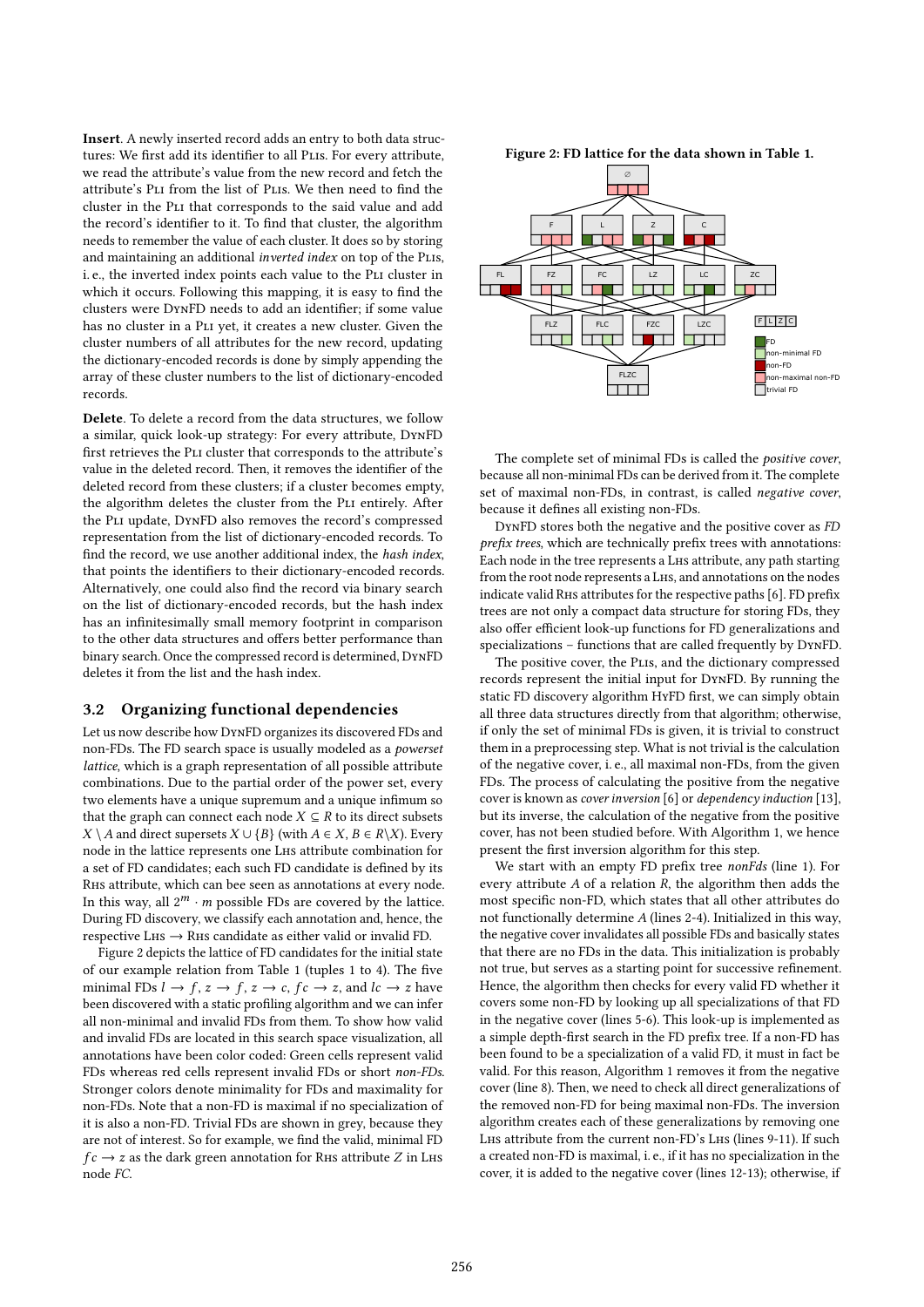**Insert**. A newly inserted record adds an entry to both data structures: We first add its identifier to all Plis. For every attribute, we read the attribute's value from the new record and fetch the attribute's Pli from the list of Plis. We then need to find the cluster in the Pli that corresponds to the said value and add the record's identifier to it. To find that cluster, the algorithm needs to remember the value of each cluster. It does so by storing and maintaining an additional *inverted index* on top of the Plis, i. e., the inverted index points each value to the Pli cluster in which it occurs. Following this mapping, it is easy to find the clusters were DynFD needs to add an identifier; if some value has no cluster in a Pli yet, it creates a new cluster. Given the cluster numbers of all attributes for the new record, updating the dictionary-encoded records is done by simply appending the array of these cluster numbers to the list of dictionary-encoded records.

**Delete**. To delete a record from the data structures, we follow a similar, quick look-up strategy: For every attribute, DynFD first retrieves the Pli cluster that corresponds to the attribute's value in the deleted record. Then, it removes the identifier of the deleted record from these clusters; if a cluster becomes empty, the algorithm deletes the cluster from the Pli entirely. After the Pli update, DynFD also removes the record's compressed representation from the list of dictionary-encoded records. To find the record, we use another additional index, the *hash index*, that points the identifiers to their dictionary-encoded records. Alternatively, one could also find the record via binary search on the list of dictionary-encoded records, but the hash index has an infinitesimally small memory footprint in comparison to the other data structures and offers better performance than binary search. Once the compressed record is determined, DynFD deletes it from the list and the hash index.

## 3.2 Organizing functional dependencies

Let us now describe how DynFD organizes its discovered FDs and non-FDs. The FD search space is usually modeled as a *powerset lattice*, which is a graph representation of all possible attribute combinations. Due to the partial order of the power set, every two elements have a unique supremum and a unique infimum so that the graph can connect each node $X \subseteq R$ to its direct subsets $X \setminus A$ and direct supersets $X \cup \{B\}$ (with $A \in X$, $B \in R \setminus X$). Every node in the lattice represents one Lhs attribute combination for a set of FD candidates; each such FD candidate is defined by its Rhs attribute, which can bee seen as annotations at every node. In this way, all $2^m \cdot m$ possible FDs are covered by the lattice. During FD discovery, we classify each annotation and, hence, the respective Lhs $\rightarrow$ Rhs candidate as either valid or invalid FD.

Figure 2 depicts the lattice of FD candidates for the initial state of our example relation from Table 1 (tuples 1 to 4). The five minimal FDs $l \rightarrow f$, $z \rightarrow f$, $z \rightarrow c$, $fc \rightarrow z$, and $lc \rightarrow z$ have been discovered with a static profiling algorithm and we can infer all non-minimal and invalid FDs from them. To show how valid and invalid FDs are located in this search space visualization, all annotations have been color coded: Green cells represent valid FDs whereas red cells represent invalid FDs or short *non-FDs*. Stronger colors denote minimality for FDs and maximality for non-FDs. Note that a non-FD is maximal if no specialization of it is also a non-FD. Trivial FDs are shown in grey, because they are not of interest. So for example, we find the valid, minimal FD $fc \rightarrow z$ as the dark green annotation for Rhs attribute $Z$ in Lhs node *FC*.

**Figure 2: FD lattice for the data shown in Table 1.**

The complete set of minimal FDs is called the *positive cover*, because all non-minimal FDs can be derived from it. The complete set of maximal non-FDs, in contrast, is called *negative cover*, because it defines all existing non-FDs.

DynFD stores both the negative and the positive cover as *FD prefix trees*, which are technically prefix trees with annotations: Each node in the tree represents a Lhs attribute, any path starting from the root node represents a Lhs, and annotations on the nodes indicate valid Rhs attributes for the respective paths [6]. FD prefix trees are not only a compact data structure for storing FDs, they also offer efficient look-up functions for FD generalizations and specializations – functions that are called frequently by DynFD.

The positive cover, the Plis, and the dictionary compressed records represent the initial input for DynFD. By running the static FD discovery algorithm HyFD first, we can simply obtain all three data structures directly from that algorithm; otherwise, if only the set of minimal FDs is given, it is trivial to construct them in a preprocessing step. What is not trivial is the calculation of the negative cover, i. e., all maximal non-FDs, from the given FDs. The process of calculating the positive from the negative cover is known as *cover inversion* [6] or *dependency induction* [13], but its inverse, the calculation of the negative from the positive cover, has not been studied before. With Algorithm 1, we hence present the first inversion algorithm for this step.

We start with an empty FD prefix tree *nonFds* (line 1). For every attribute $A$ of a relation $R$, the algorithm then adds the most specific non-FD, which states that all other attributes do not functionally determine $A$ (lines 2-4). Initialized in this way, the negative cover invalidates all possible FDs and basically states that there are no FDs in the data. This initialization is probably not true, but serves as a starting point for successive refinement. Hence, the algorithm then checks for every valid FD whether it covers some non-FD by looking up all specializations of that FD in the negative cover (lines 5-6). This look-up is implemented as a simple depth-first search in the FD prefix tree. If a non-FD has been found to be a specialization of a valid FD, it must in fact be valid. For this reason, Algorithm 1 removes it from the negative cover (line 8). Then, we need to check all direct generalizations of the removed non-FD for being maximal non-FDs. The inversion algorithm creates each of these generalizations by removing one Lhs attribute from the current non-FD's Lhs (lines 9-11). If such a created non-FD is maximal, i. e., if it has no specialization in the cover, it is added to the negative cover (lines 12-13); otherwise, if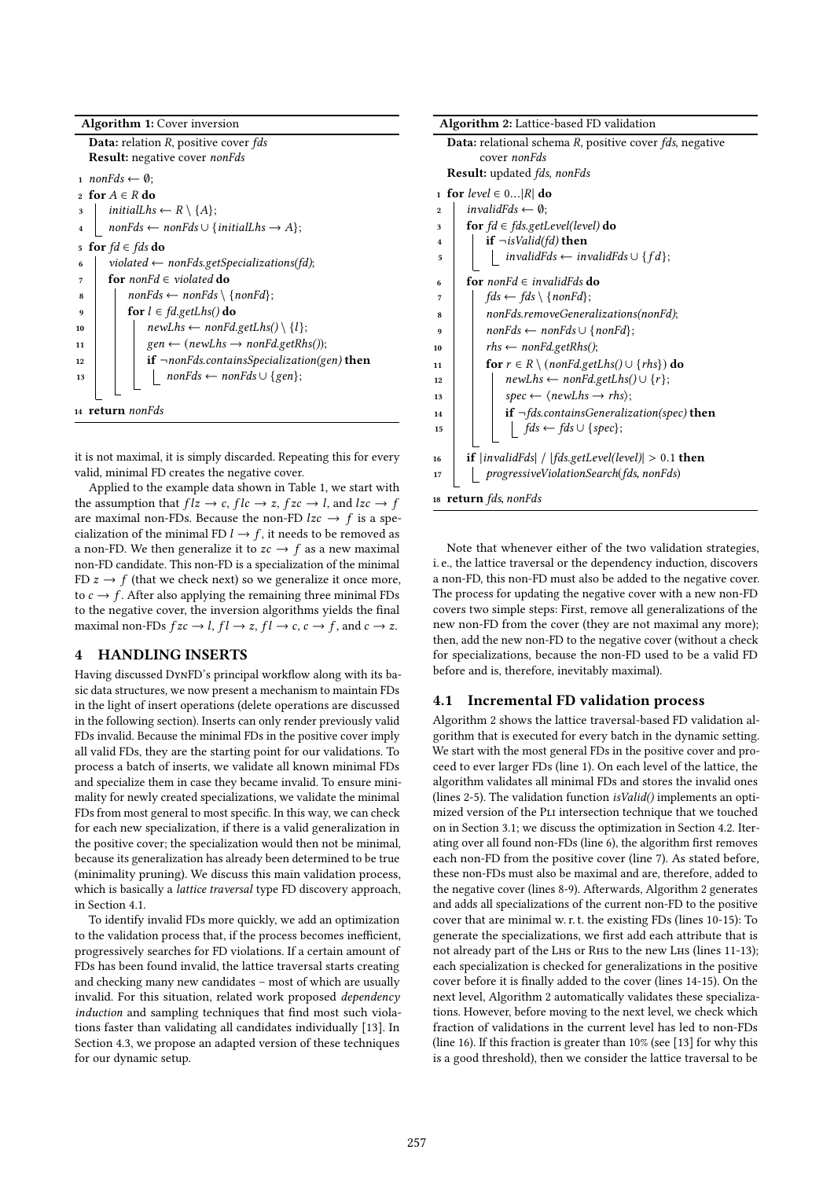**Algorithm 1:** Cover inversion

```
Data: relation R, positive cover fds
Result: negative cover nonFds
1  nonFds ← ∅;
2  for A ∈ R do
3      initialLhs ← R \ {A};
4      nonFds ← nonFds ∪ {initialLhs → A};
5  for fd ∈ fds do
6      violated ← nonFds.getSpecializations(fd);
7      for nonFd ∈ violated do
8          nonFds ← nonFds \ {nonFd};
9          for l ∈ fd.getLhs() do
10             newLhs ← nonFd.getLhs() \ {l};
11             gen ← (newLhs → nonFd.getRhs());
12             if ¬nonFds.containsSpecialization(gen) then
13                 nonFds ← nonFds ∪ {gen};
14 return nonFds
```

it is not maximal, it is simply discarded. Repeating this for every valid, minimal FD creates the negative cover.

Applied to the example data shown in Table 1, we start with the assumption that $flz \rightarrow c$, $flc \rightarrow z$, $fzc \rightarrow l$, and $lzc \rightarrow f$ are maximal non-FDs. Because the non-FD $lzc \rightarrow f$ is a specialization of the minimal FD $l \rightarrow f$, it needs to be removed as a non-FD. We then generalize it to $zc \rightarrow f$ as a new maximal non-FD candidate. This non-FD is a specialization of the minimal FD $z \rightarrow f$ (that we check next) so we generalize it once more, to $c \rightarrow f$. After also applying the remaining three minimal FDs to the negative cover, the inversion algorithms yields the final maximal non-FDs $fzc \rightarrow l$, $fl \rightarrow z$, $fl \rightarrow c$, $c \rightarrow f$, and $c \rightarrow z$.

## 4 HANDLING INSERTS

Having discussed DynFD's principal workflow along with its basic data structures, we now present a mechanism to maintain FDs in the light of insert operations (delete operations are discussed in the following section). Inserts can only render previously valid FDs invalid. Because the minimal FDs in the positive cover imply all valid FDs, they are the starting point for our validations. To process a batch of inserts, we validate all known minimal FDs and specialize them in case they became invalid. To ensure minimality for newly created specializations, we validate the minimal FDs from most general to most specific. In this way, we can check for each new specialization, if there is a valid generalization in the positive cover; the specialization would then not be minimal, because its generalization has already been determined to be true (minimality pruning). We discuss this main validation process, which is basically a *lattice traversal* type FD discovery approach, in Section 4.1.

To identify invalid FDs more quickly, we add an optimization to the validation process that, if the process becomes inefficient, progressively searches for FD violations. If a certain amount of FDs has been found invalid, the lattice traversal starts creating and checking many new candidates – most of which are usually invalid. For this situation, related work proposed *dependency induction* and sampling techniques that find most such violations faster than validating all candidates individually [13]. In Section 4.3, we propose an adapted version of these techniques for our dynamic setup.

**Algorithm 2:** Lattice-based FD validation

```
Data: relational schema R, positive cover fds, negative
      cover nonFds
Result: updated fds, nonFds
1  for level ∈ 0...|R| do
2      invalidFds ← ∅;
3      for fd ∈ fds.getLevel(level) do
4          if ¬isValid(fd) then
5              invalidFds ← invalidFds ∪ {fd};
6      for nonFd ∈ invalidFds do
7          fds ← fds \ {nonFd};
8          nonFds.removeGeneralizations(nonFd);
9          nonFds ← nonFds ∪ {nonFd};
10         rhs ← nonFd.getRhs();
11         for r ∈ R \ (nonFd.getLhs() ∪ {rhs}) do
12             newLhs ← nonFd.getLhs() ∪ {r};
13             spec ← ⟨newLhs → rhs⟩;
14             if ¬fds.containsGeneralization(spec) then
15                 fds ← fds ∪ {spec};
16     if |invalidFds| / |fds.getLevel(level)| > 0.1 then
17         progressiveViolationSearch(fds, nonFds)
18 return fds, nonFds
```

Note that whenever either of the two validation strategies, i. e., the lattice traversal or the dependency induction, discovers a non-FD, this non-FD must also be added to the negative cover. The process for updating the negative cover with a new non-FD covers two simple steps: First, remove all generalizations of the new non-FD from the cover (they are not maximal any more); then, add the new non-FD to the negative cover (without a check for specializations, because the non-FD used to be a valid FD before and is, therefore, inevitably maximal).

### 4.1 Incremental FD validation process

Algorithm 2 shows the lattice traversal-based FD validation algorithm that is executed for every batch in the dynamic setting. We start with the most general FDs in the positive cover and proceed to ever larger FDs (line 1). On each level of the lattice, the algorithm validates all minimal FDs and stores the invalid ones (lines 2-5). The validation function *isValid()* implements an optimized version of the Pli intersection technique that we touched on in Section 3.1; we discuss the optimization in Section 4.2. Iterating over all found non-FDs (line 6), the algorithm first removes each non-FD from the positive cover (line 7). As stated before, these non-FDs must also be maximal and are, therefore, added to the negative cover (lines 8-9). Afterwards, Algorithm 2 generates and adds all specializations of the current non-FD to the positive cover that are minimal w. r. t. the existing FDs (lines 10-15): To generate the specializations, we first add each attribute that is not already part of the Lhs or Rhs to the new Lhs (lines 11-13); each specialization is checked for generalizations in the positive cover before it is finally added to the cover (lines 14-15). On the next level, Algorithm 2 automatically validates these specializations. However, before moving to the next level, we check which fraction of validations in the current level has led to non-FDs (line 16). If this fraction is greater than 10% (see [13] for why this is a good threshold), then we consider the lattice traversal to be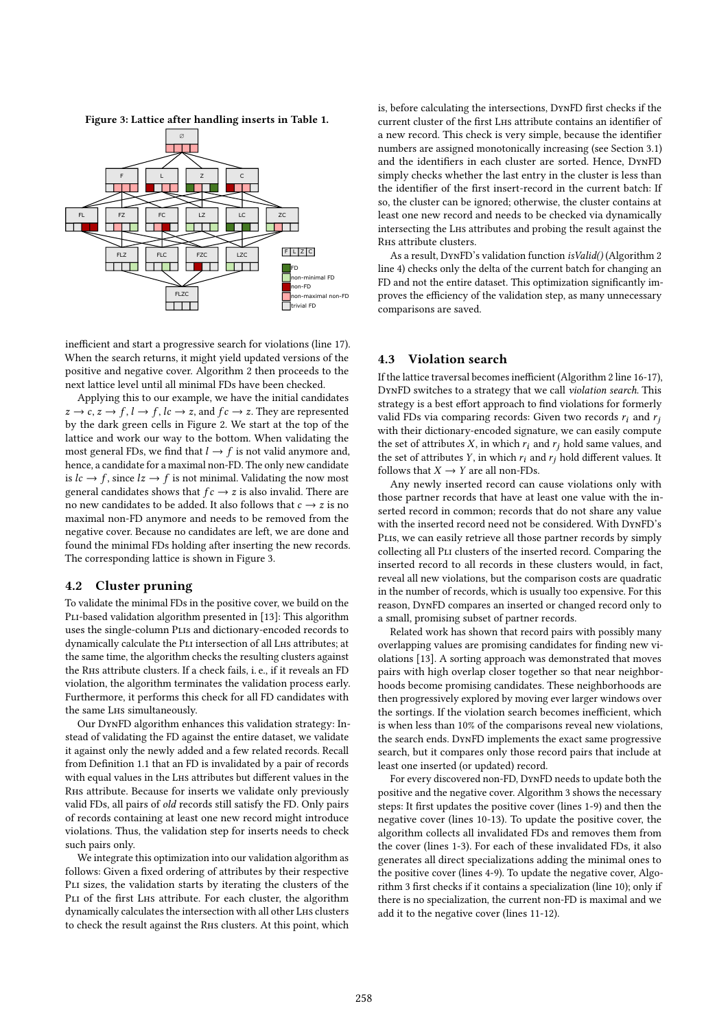Figure 3: Lattice after handling inserts in Table 1.

inefficient and start a progressive search for violations (line 17). When the search returns, it might yield updated versions of the positive and negative cover. Algorithm 2 then proceeds to the next lattice level until all minimal FDs have been checked.

Applying this to our example, we have the initial candidates $z \rightarrow c$, $z \rightarrow f$, $l \rightarrow f$, $lc \rightarrow z$, and $fc \rightarrow z$. They are represented by the dark green cells in Figure 2. We start at the top of the lattice and work our way to the bottom. When validating the most general FDs, we find that $l \rightarrow f$ is not valid anymore and, hence, a candidate for a maximal non-FD. The only new candidate is $lc \rightarrow f$, since $lz \rightarrow f$ is not minimal. Validating the now most general candidates shows that $fc \rightarrow z$ is also invalid. There are no new candidates to be added. It also follows that $c \rightarrow z$ is no maximal non-FD anymore and needs to be removed from the negative cover. Because no candidates are left, we are done and found the minimal FDs holding after inserting the new records. The corresponding lattice is shown in Figure 3.

## 4.2 Cluster pruning

To validate the minimal FDs in the positive cover, we build on the Pli-based validation algorithm presented in [13]: This algorithm uses the single-column Plis and dictionary-encoded records to dynamically calculate the Pli intersection of all Lhs attributes; at the same time, the algorithm checks the resulting clusters against the Rhs attribute clusters. If a check fails, i. e., if it reveals an FD violation, the algorithm terminates the validation process early. Furthermore, it performs this check for all FD candidates with the same Lhs simultaneously.

Our DynFD algorithm enhances this validation strategy: Instead of validating the FD against the entire dataset, we validate it against only the newly added and a few related records. Recall from Definition 1.1 that an FD is invalidated by a pair of records with equal values in the Lhs attributes but different values in the Rhs attribute. Because for inserts we validate only previously valid FDs, all pairs of *old* records still satisfy the FD. Only pairs of records containing at least one new record might introduce violations. Thus, the validation step for inserts needs to check such pairs only.

We integrate this optimization into our validation algorithm as follows: Given a fixed ordering of attributes by their respective Pli sizes, the validation starts by iterating the clusters of the Pli of the first Lhs attribute. For each cluster, the algorithm dynamically calculates the intersection with all other Lhs clusters to check the result against the Rhs clusters. At this point, which is, before calculating the intersections, DynFD first checks if the current cluster of the first Lhs attribute contains an identifier of a new record. This check is very simple, because the identifier numbers are assigned monotonically increasing (see Section 3.1) and the identifiers in each cluster are sorted. Hence, DynFD simply checks whether the last entry in the cluster is less than the identifier of the first insert-record in the current batch: If so, the cluster can be ignored; otherwise, the cluster contains at least one new record and needs to be checked via dynamically intersecting the Lhs attributes and probing the result against the Rhs attribute clusters.

As a result, DynFD's validation function *isValid()* (Algorithm 2 line 4) checks only the delta of the current batch for changing an FD and not the entire dataset. This optimization significantly improves the efficiency of the validation step, as many unnecessary comparisons are saved.

## 4.3 Violation search

If the lattice traversal becomes inefficient (Algorithm 2 line 16-17), DynFD switches to a strategy that we call *violation search*. This strategy is a best effort approach to find violations for formerly valid FDs via comparing records: Given two records $r_i$ and $r_j$ with their dictionary-encoded signature, we can easily compute the set of attributes $X$, in which $r_i$ and $r_j$ hold same values, and the set of attributes $Y$, in which $r_i$ and $r_j$ hold different values. It follows that $X \rightarrow Y$ are all non-FDs.

Any newly inserted record can cause violations only with those partner records that have at least one value with the inserted record in common; records that do not share any value with the inserted record need not be considered. With DynFD's Plis, we can easily retrieve all those partner records by simply collecting all Pli clusters of the inserted record. Comparing the inserted record to all records in these clusters would, in fact, reveal all new violations, but the comparison costs are quadratic in the number of records, which is usually too expensive. For this reason, DynFD compares an inserted or changed record only to a small, promising subset of partner records.

Related work has shown that record pairs with possibly many overlapping values are promising candidates for finding new violations [13]. A sorting approach was demonstrated that moves pairs with high overlap closer together so that near neighborhoods become promising candidates. These neighborhoods are then progressively explored by moving over ever larger windows over the sortings. If the violation search becomes inefficient, which is when less than 10% of the comparisons reveal new violations, the search ends. DynFD implements the exact same progressive search, but it compares only those record pairs that include at least one inserted (or updated) record.

For every discovered non-FD, DynFD needs to update both the positive and the negative cover. Algorithm 3 shows the necessary steps: It first updates the positive cover (lines 1-9) and then the negative cover (lines 10-13). To update the positive cover, the algorithm collects all invalidated FDs and removes them from the cover (lines 1-3). For each of these invalidated FDs, it also generates all direct specializations adding the minimal ones to the positive cover (lines 4-9). To update the negative cover, Algorithm 3 first checks if it contains a specialization (line 10); only if there is no specialization, the current non-FD is maximal and we add it to the negative cover (lines 11-12).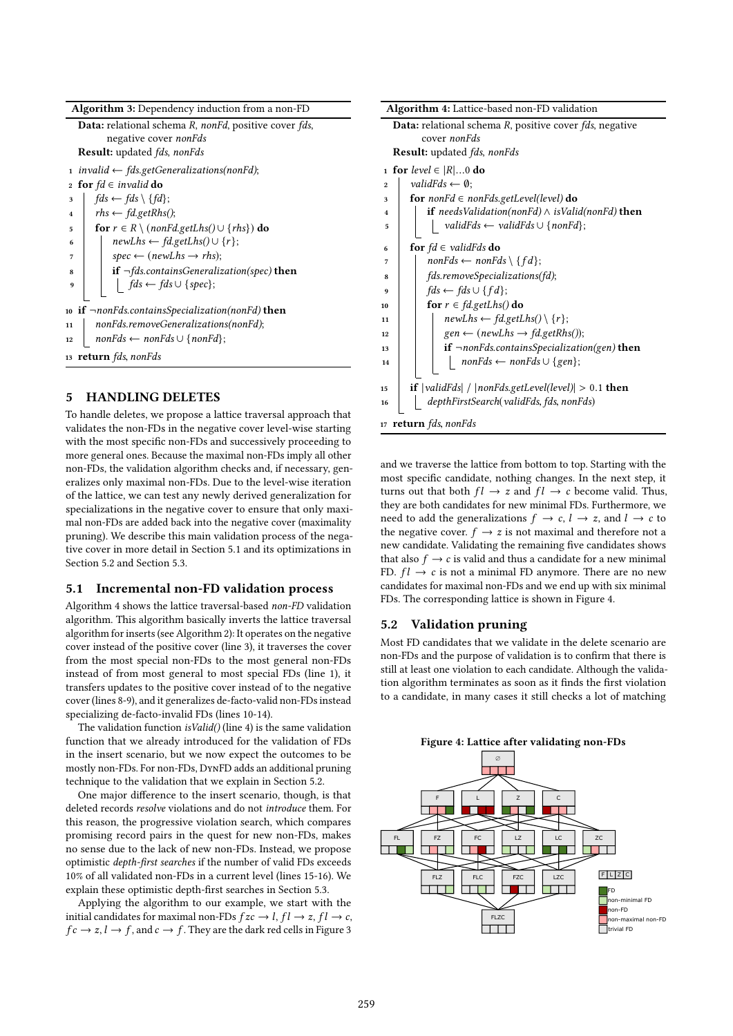**Algorithm 3:** Dependency induction from a non-FD

```
Data: relational schema R, nonFd, positive cover fds,
      negative cover nonFds
Result: updated fds, nonFds
1  invalid ← fds.getGeneralizations(nonFd);
2  for fd ∈ invalid do
3      fds ← fds \ {fd};
4      rhs ← fd.getRhs();
5      for r ∈ R \ (nonFd.getLhs() ∪ {rhs}) do
6          newLhs ← fd.getLhs() ∪ {r};
7          spec ← (newLhs → rhs);
8          if ¬fds.containsGeneralization(spec) then
9              fds ← fds ∪ {spec};
10 if ¬nonFds.containsSpecialization(nonFd) then
11     nonFds.removeGeneralizations(nonFd);
12     nonFds ← nonFds ∪ {nonFd};
13 return fds, nonFds
```

**Algorithm 4:** Lattice-based non-FD validation

```
Data: relational schema R, positive cover fds, negative
      cover nonFds
Result: updated fds, nonFds
1  for level ∈ |R|...0 do
2      validFds ← ∅;
3      for nonFd ∈ nonFds.getLevel(level) do
4          if needsValidation(nonFd) ∧ isValid(nonFd) then
5              validFds ← validFds ∪ {nonFd};
6      for fd ∈ validFds do
7          nonFds ← nonFds \ {fd};
8          fds.removeSpecializations(fd);
9          fds ← fds ∪ {fd};
10         for r ∈ fd.getLhs() do
11             newLhs ← fd.getLhs() \ {r};
12             gen ← (newLhs → fd.getRhs());
13             if ¬nonFds.containsSpecialization(gen) then
14                 nonFds ← nonFds ∪ {gen};
15     if |validFds| / |nonFds.getLevel(level)| > 0.1 then
16         depthFirstSearch(validFds, fds, nonFds)
17 return fds, nonFds
```

## 5 HANDLING DELETES

To handle deletes, we propose a lattice traversal approach that validates the non-FDs in the negative cover level-wise starting with the most specific non-FDs and successively proceeding to more general ones. Because the maximal non-FDs imply all other non-FDs, the validation algorithm checks and, if necessary, generalizes only maximal non-FDs. Due to the level-wise iteration of the lattice, we can test any newly derived generalization for specializations in the negative cover to ensure that only maximal non-FDs are added back into the negative cover (maximality pruning). We describe this main validation process of the negative cover in more detail in Section 5.1 and its optimizations in Section 5.2 and Section 5.3.

### 5.1 Incremental non-FD validation process

Algorithm 4 shows the lattice traversal-based *non-FD* validation algorithm. This algorithm basically inverts the lattice traversal algorithm for inserts (see Algorithm 2): It operates on the negative cover instead of the positive cover (line 3), it traverses the cover from the most special non-FDs to the most general non-FDs instead of from most general to most special FDs (line 1), it transfers updates to the positive cover instead of to the negative cover (lines 8-9), and it generalizes de-facto-valid non-FDs instead specializing de-facto-invalid FDs (lines 10-14).

The validation function *isValid()* (line 4) is the same validation function that we already introduced for the validation of FDs in the insert scenario, but we now expect the outcomes to be mostly non-FDs. For non-FDs, DynFD adds an additional pruning technique to the validation that we explain in Section 5.2.

One major difference to the insert scenario, though, is that deleted records *resolve* violations and do not *introduce* them. For this reason, the progressive violation search, which compares promising record pairs in the quest for new non-FDs, makes no sense due to the lack of new non-FDs. Instead, we propose optimistic *depth-first searches* if the number of valid FDs exceeds 10% of all validated non-FDs in a current level (lines 15-16). We explain these optimistic depth-first searches in Section 5.3.

Applying the algorithm to our example, we start with the initial candidates for maximal non-FDs $fzc \rightarrow l$, $fl \rightarrow z$, $fl \rightarrow c$, $fc \rightarrow z$, $l \rightarrow f$, and $c \rightarrow f$. They are the dark red cells in Figure 3 and we traverse the lattice from bottom to top. Starting with the most specific candidate, nothing changes. In the next step, it turns out that both $fl \rightarrow z$ and $fl \rightarrow c$ become valid. Thus, they are both candidates for new minimal FDs. Furthermore, we need to add the generalizations $f \rightarrow c$, $l \rightarrow z$, and $l \rightarrow c$ to the negative cover. $f \rightarrow z$ is not maximal and therefore not a new candidate. Validating the remaining five candidates shows that also $f \rightarrow c$ is valid and thus a candidate for a new minimal FD. $fl \rightarrow c$ is not a minimal FD anymore. There are no new candidates for maximal non-FDs and we end up with six minimal FDs. The corresponding lattice is shown in Figure 4.

### 5.2 Validation pruning

Most FD candidates that we validate in the delete scenario are non-FDs and the purpose of validation is to confirm that there is still at least one violation to each candidate. Although the validation algorithm terminates as soon as it finds the first violation to a candidate, in many cases it still checks a lot of matching

**Figure 4: Lattice after validating non-FDs**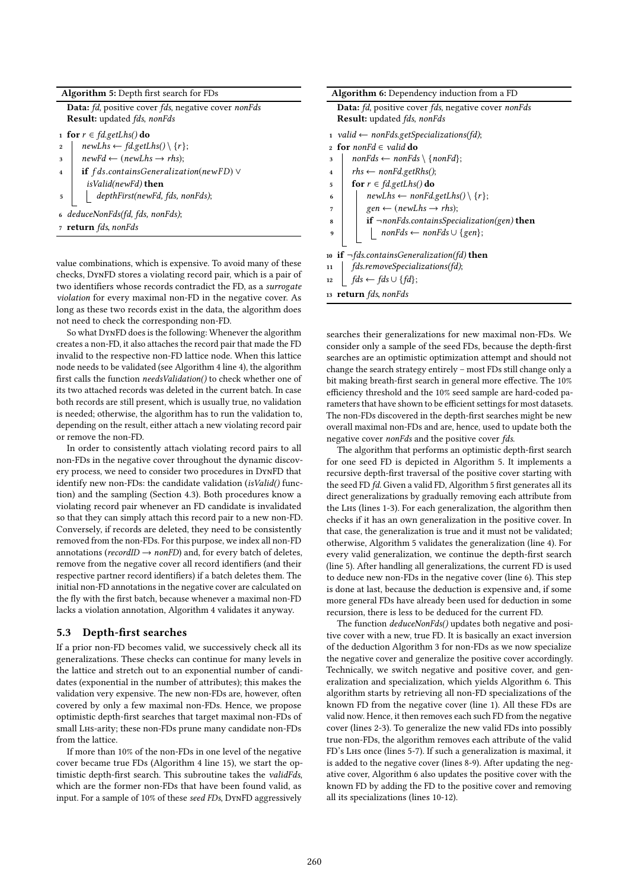**Algorithm 5:** Depth first search for FDs

```
Data: fd, positive cover fds, negative cover nonFds
Result: updated fds, nonFds
1 for r ∈ fd.getLhs() do
2     newLhs ← fd.getLhs() \ {r};
3     newFd ← (newLhs → rhs);
4     if fds.containsGeneralization(newFD) ∨
       isValid(newFd) then
5         depthFirst(newFd, fds, nonFds);
6 deduceNonFds(fd, fds, nonFds);
7 return fds, nonFds
```

value combinations, which is expensive. To avoid many of these checks, DynFD stores a violating record pair, which is a pair of two identifiers whose records contradict the FD, as a *surrogate violation* for every maximal non-FD in the negative cover. As long as these two records exist in the data, the algorithm does not need to check the corresponding non-FD.

So what DynFD does is the following: Whenever the algorithm creates a non-FD, it also attaches the record pair that made the FD invalid to the respective non-FD lattice node. When this lattice node needs to be validated (see Algorithm 4 line 4), the algorithm first calls the function *needsValidation()* to check whether one of its two attached records was deleted in the current batch. In case both records are still present, which is usually true, no validation is needed; otherwise, the algorithm has to run the validation to, depending on the result, either attach a new violating record pair or remove the non-FD.

In order to consistently attach violating record pairs to all non-FDs in the negative cover throughout the dynamic discovery process, we need to consider two procedures in DynFD that identify new non-FDs: the candidate validation (*isValid()* function) and the sampling (Section 4.3). Both procedures know a violating record pair whenever an FD candidate is invalidated so that they can simply attach this record pair to a new non-FD. Conversely, if records are deleted, they need to be consistently removed from the non-FDs. For this purpose, we index all non-FD annotations (*recordID* $\rightarrow$ *nonFD*) and, for every batch of deletes, remove from the negative cover all record identifiers (and their respective partner record identifiers) if a batch deletes them. The initial non-FD annotations in the negative cover are calculated on the fly with the first batch, because whenever a maximal non-FD lacks a violation annotation, Algorithm 4 validates it anyway.

### 5.3 Depth-first searches

If a prior non-FD becomes valid, we successively check all its generalizations. These checks can continue for many levels in the lattice and stretch out to an exponential number of candidates (exponential in the number of attributes); this makes the validation very expensive. The new non-FDs are, however, often covered by only a few maximal non-FDs. Hence, we propose optimistic depth-first searches that target maximal non-FDs of small Lhs-arity; these non-FDs prune many candidate non-FDs from the lattice.

If more than 10% of the non-FDs in one level of the negative cover became true FDs (Algorithm 4 line 15), we start the optimistic depth-first search. This subroutine takes the *validFds*, which are the former non-FDs that have been found valid, as input. For a sample of 10% of these *seed FDs*, DynFD aggressively

**Algorithm 6:** Dependency induction from a FD

```
Data: fd, positive cover fds, negative cover nonFds
Result: updated fds, nonFds
1  valid ← nonFds.getSpecializations(fd);
2  for nonFd ∈ valid do
3      nonFds ← nonFds \ {nonFd};
4      rhs ← nonFd.getRhs();
5      for r ∈ fd.getLhs() do
6          newLhs ← nonFd.getLhs() \ {r};
7          gen ← (newLhs → rhs);
8          if ¬nonFds.containsSpecialization(gen) then
9              nonFds ← nonFds ∪ {gen};
10 if ¬fds.containsGeneralization(fd) then
11     fds.removeSpecializations(fd);
12     fds ← fds ∪ {fd};
13 return fds, nonFds
```

searches their generalizations for new maximal non-FDs. We consider only a sample of the seed FDs, because the depth-first searches are an optimistic optimization attempt and should not change the search strategy entirely – most FDs still change only a bit making breath-first search in general more effective. The 10% efficiency threshold and the 10% seed sample are hard-coded parameters that have shown to be efficient settings for most datasets. The non-FDs discovered in the depth-first searches might be new overall maximal non-FDs and are, hence, used to update both the negative cover *nonFds* and the positive cover *fds*.

The algorithm that performs an optimistic depth-first search for one seed FD is depicted in Algorithm 5. It implements a recursive depth-first traversal of the positive cover starting with the seed FD *fd*. Given a valid FD, Algorithm 5 first generates all its direct generalizations by gradually removing each attribute from the Lhs (lines 1-3). For each generalization, the algorithm then checks if it has an own generalization in the positive cover. In that case, the generalization is true and it must not be validated; otherwise, Algorithm 5 validates the generalization (line 4). For every valid generalization, we continue the depth-first search (line 5). After handling all generalizations, the current FD is used to deduce new non-FDs in the negative cover (line 6). This step is done at last, because the deduction is expensive and, if some more general FDs have already been used for deduction in some recursion, there is less to be deduced for the current FD.

The function *deduceNonFds()* updates both negative and positive cover with a new, true FD. It is basically an exact inversion of the deduction Algorithm 3 for non-FDs as we now specialize the negative cover and generalize the positive cover accordingly. Technically, we switch negative and positive cover, and generalization and specialization, which yields Algorithm 6. This algorithm starts by retrieving all non-FD specializations of the known FD from the negative cover (line 1). All these FDs are valid now. Hence, it then removes each such FD from the negative cover (lines 2-3). To generalize the new valid FDs into possibly true non-FDs, the algorithm removes each attribute of the valid FD's Lhs once (lines 5-7). If such a generalization is maximal, it is added to the negative cover (lines 8-9). After updating the negative cover, Algorithm 6 also updates the positive cover with the known FD by adding the FD to the positive cover and removing all its specializations (lines 10-12).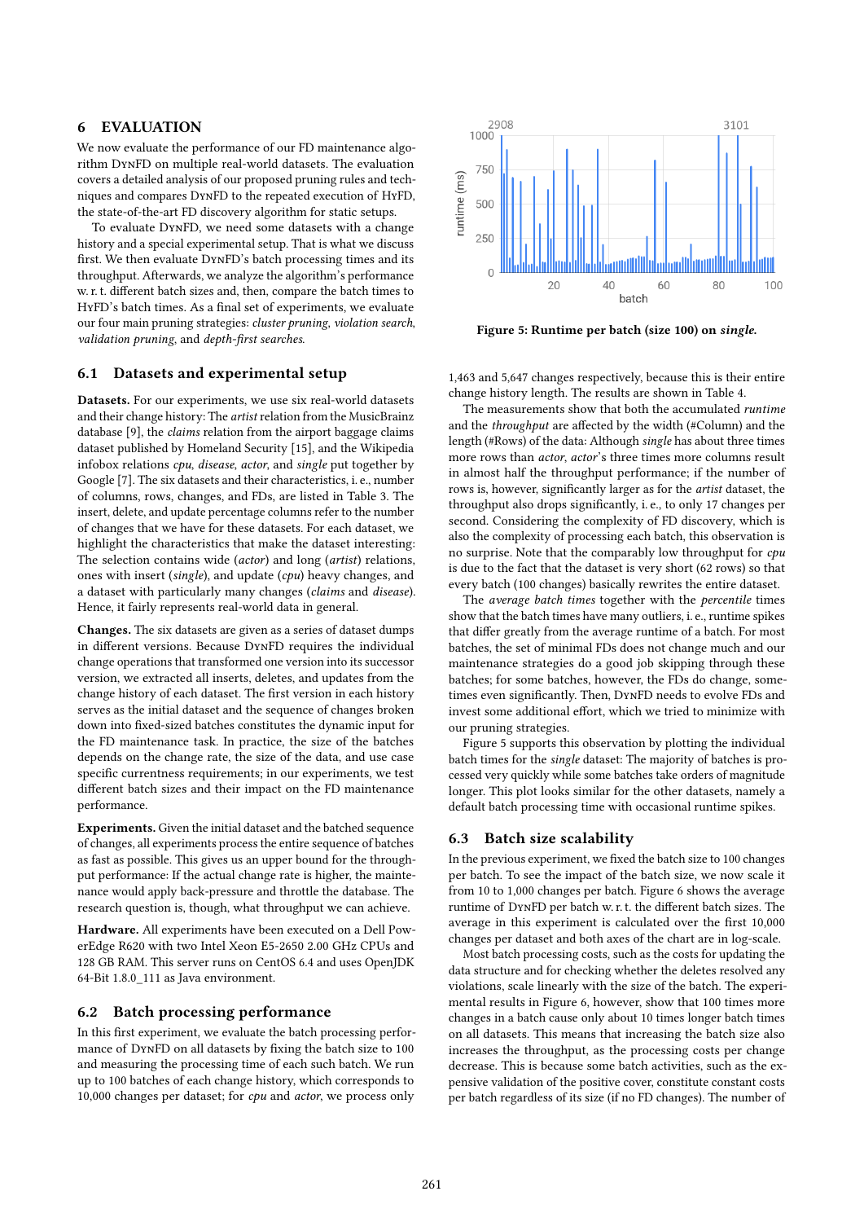## 6 EVALUATION

We now evaluate the performance of our FD maintenance algorithm DynFD on multiple real-world datasets. The evaluation covers a detailed analysis of our proposed pruning rules and techniques and compares DynFD to the repeated execution of HyFD, the state-of-the-art FD discovery algorithm for static setups.

To evaluate DynFD, we need some datasets with a change history and a special experimental setup. That is what we discuss first. We then evaluate DynFD's batch processing times and its throughput. Afterwards, we analyze the algorithm's performance w. r. t. different batch sizes and, then, compare the batch times to HyFD's batch times. As a final set of experiments, we evaluate our four main pruning strategies: *cluster pruning*, *violation search*, *validation pruning*, and *depth-first searches*.

### 6.1 Datasets and experimental setup

**Datasets.** For our experiments, we use six real-world datasets and their change history: The *artist* relation from the MusicBrainz database [9], the *claims* relation from the airport baggage claims dataset published by Homeland Security [15], and the Wikipedia infobox relations *cpu*, *disease*, *actor*, and *single* put together by Google [7]. The six datasets and their characteristics, i. e., number of columns, rows, changes, and FDs, are listed in Table 3. The insert, delete, and update percentage columns refer to the number of changes that we have for these datasets. For each dataset, we highlight the characteristics that make the dataset interesting: The selection contains wide (*actor*) and long (*artist*) relations, ones with insert (*single*), and update (*cpu*) heavy changes, and a dataset with particularly many changes (*claims* and *disease*). Hence, it fairly represents real-world data in general.

**Changes.** The six datasets are given as a series of dataset dumps in different versions. Because DynFD requires the individual change operations that transformed one version into its successor version, we extracted all inserts, deletes, and updates from the change history of each dataset. The first version in each history serves as the initial dataset and the sequence of changes broken down into fixed-sized batches constitutes the dynamic input for the FD maintenance task. In practice, the size of the batches depends on the change rate, the size of the data, and use case specific currentness requirements; in our experiments, we test different batch sizes and their impact on the FD maintenance performance.

**Experiments.** Given the initial dataset and the batched sequence of changes, all experiments process the entire sequence of batches as fast as possible. This gives us an upper bound for the throughput performance: If the actual change rate is higher, the maintenance would apply back-pressure and throttle the database. The research question is, though, what throughput we can achieve.

**Hardware.** All experiments have been executed on a Dell PowerEdge R620 with two Intel Xeon E5-2650 2.00 GHz CPUs and 128 GB RAM. This server runs on CentOS 6.4 and uses OpenJDK 64-Bit 1.8.0_111 as Java environment.

### 6.2 Batch processing performance

In this first experiment, we evaluate the batch processing performance of DynFD on all datasets by fixing the batch size to 100 and measuring the processing time of each such batch. We run up to 100 batches of each change history, which corresponds to 10,000 changes per dataset; for *cpu* and *actor*, we process only 1,463 and 5,647 changes respectively, because this is their entire change history length. The results are shown in Table 4.

Figure 5: Runtime per batch (size 100) on *single*.

The measurements show that both the accumulated *runtime* and the *throughput* are affected by the width (#Column) and the length (#Rows) of the data: Although *single* has about three times more rows than *actor*, *actor*'s three times more columns result in almost half the throughput performance; if the number of rows is, however, significantly larger as for the *artist* dataset, the throughput also drops significantly, i. e., to only 17 changes per second. Considering the complexity of FD discovery, which is also the complexity of processing each batch, this observation is no surprise. Note that the comparably low throughput for *cpu* is due to the fact that the dataset is very short (62 rows) so that every batch (100 changes) basically rewrites the entire dataset.

The *average batch times* together with the *percentile* times show that the batch times have many outliers, i. e., runtime spikes that differ greatly from the average runtime of a batch. For most batches, the set of minimal FDs does not change much and our maintenance strategies do a good job skipping through these batches; for some batches, however, the FDs do change, sometimes even significantly. Then, DynFD needs to evolve FDs and invest some additional effort, which we tried to minimize with our pruning strategies.

Figure 5 supports this observation by plotting the individual batch times for the *single* dataset: The majority of batches is processed very quickly while some batches take orders of magnitude longer. This plot looks similar for the other datasets, namely a default batch processing time with occasional runtime spikes.

### 6.3 Batch size scalability

In the previous experiment, we fixed the batch size to 100 changes per batch. To see the impact of the batch size, we now scale it from 10 to 1,000 changes per batch. Figure 6 shows the average runtime of DynFD per batch w. r. t. the different batch sizes. The average in this experiment is calculated over the first 10,000 changes per dataset and both axes of the chart are in log-scale.

Most batch processing costs, such as the costs for updating the data structure and for checking whether the deletes resolved any violations, scale linearly with the size of the batch. The experimental results in Figure 6, however, show that 100 times more changes in a batch cause only about 10 times longer batch times on all datasets. This means that increasing the batch size also increases the throughput, as the processing costs per change decrease. This is because some batch activities, such as the expensive validation of the positive cover, constitute constant costs per batch regardless of its size (if no FD changes). The number of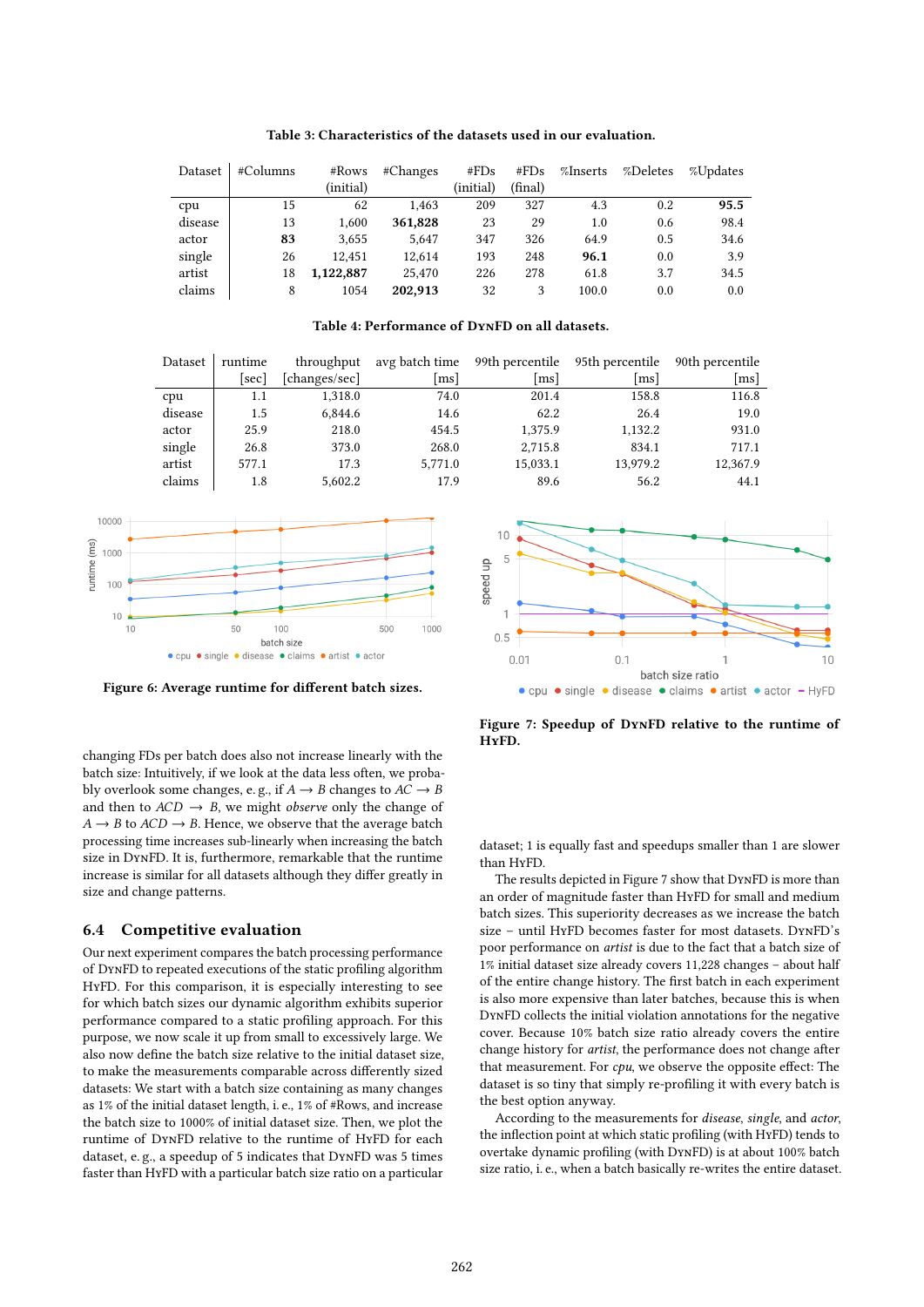**Table 3: Characteristics of the datasets used in our evaluation.**

| Dataset | #Columns | #Rows (initial) | #Changes | #FDs (initial) | #FDs (final) | %Inserts | %Deletes | %Updates |
|---|---|---|---|---|---|---|---|---|
| cpu | 15 | 62 | 1,463 | 209 | 327 | 4.3 | 0.2 | **95.5** |
| disease | 13 | 1,600 | **361,828** | 23 | 29 | 1.0 | 0.6 | 98.4 |
| actor | **83** | 3,655 | 5,647 | 347 | 326 | 64.9 | 0.5 | 34.6 |
| single | 26 | 12,451 | 12,614 | 193 | 248 | **96.1** | 0.0 | 3.9 |
| artist | 18 | **1,122,887** | 25,470 | 226 | 278 | 61.8 | 3.7 | 34.5 |
| claims | 8 | 1054 | **202,913** | 32 | 3 | 100.0 | 0.0 | 0.0 |

**Table 4: Performance of DynFD on all datasets.**

| Dataset | runtime [sec] | throughput [changes/sec] | avg batch time [ms] | 99th percentile [ms] | 95th percentile [ms] | 90th percentile [ms] |
|---|---|---|---|---|---|---|
| cpu | 1.1 | 1,318.0 | 74.0 | 201.4 | 158.8 | 116.8 |
| disease | 1.5 | 6,844.6 | 14.6 | 62.2 | 26.4 | 19.0 |
| actor | 25.9 | 218.0 | 454.5 | 1,375.9 | 1,132.2 | 931.0 |
| single | 26.8 | 373.0 | 268.0 | 2,715.8 | 834.1 | 717.1 |
| artist | 577.1 | 17.3 | 5,771.0 | 15,033.1 | 13,979.2 | 12,367.9 |
| claims | 1.8 | 5,602.2 | 17.9 | 89.6 | 56.2 | 44.1 |

**Figure 6: Average runtime for different batch sizes.**

**Figure 7: Speedup of DynFD relative to the runtime of HyFD.**

changing FDs per batch does also not increase linearly with the batch size: Intuitively, if we look at the data less often, we probably overlook some changes, e. g., if $A \rightarrow B$ changes to $AC \rightarrow B$ and then to $ACD \rightarrow B$, we might *observe* only the change of $A \rightarrow B$ to $ACD \rightarrow B$. Hence, we observe that the average batch processing time increases sub-linearly when increasing the batch size in DynFD. It is, furthermore, remarkable that the runtime increase is similar for all datasets although they differ greatly in size and change patterns.

## 6.4 Competitive evaluation

Our next experiment compares the batch processing performance of DynFD to repeated executions of the static profiling algorithm HyFD. For this comparison, it is especially interesting to see for which batch sizes our dynamic algorithm delivers superior performance compared to a static profiling approach. For this purpose, we now scale it up from small to excessively large. We also now define the batch size relative to the initial dataset size, to make the measurements comparable across differently sized datasets: We start with a batch size containing as many changes as 1% of the initial dataset length, i. e., 1% of #Rows, and increase the batch size to 1000% of initial dataset size. Then, we plot the runtime of DynFD relative to the runtime of HyFD for each dataset, e. g., a speedup of 5 indicates that DynFD was 5 times faster than HyFD with a particular batch size ratio on a particular dataset; 1 is equally fast and speedups smaller than 1 are slower than HyFD.

The results depicted in Figure 7 show that DynFD is more than an order of magnitude faster than HyFD for small and medium batch sizes. This superiority decreases as we increase the batch size – until HyFD becomes faster for most datasets. DynFD's poor performance on *artist* is due to the fact that a batch size of 1% initial dataset size already covers 11,228 changes – about half of the entire change history. The first batch in each experiment is also more expensive than later batches, because this is when DynFD collects the initial violation annotations for the negative cover. Because 10% batch size ratio already covers the entire change history for *artist*, the performance does not change after that measurement. For *cpu*, we observe the opposite effect: The dataset is so tiny that simply re-profiling it with every batch is the best option anyway.

According to the measurements for *disease*, *single*, and *actor*, the inflection point at which static profiling (with HyFD) tends to overtake dynamic profiling (with DynFD) is at about 100% batch size ratio, i. e., when a batch basically re-writes the entire dataset.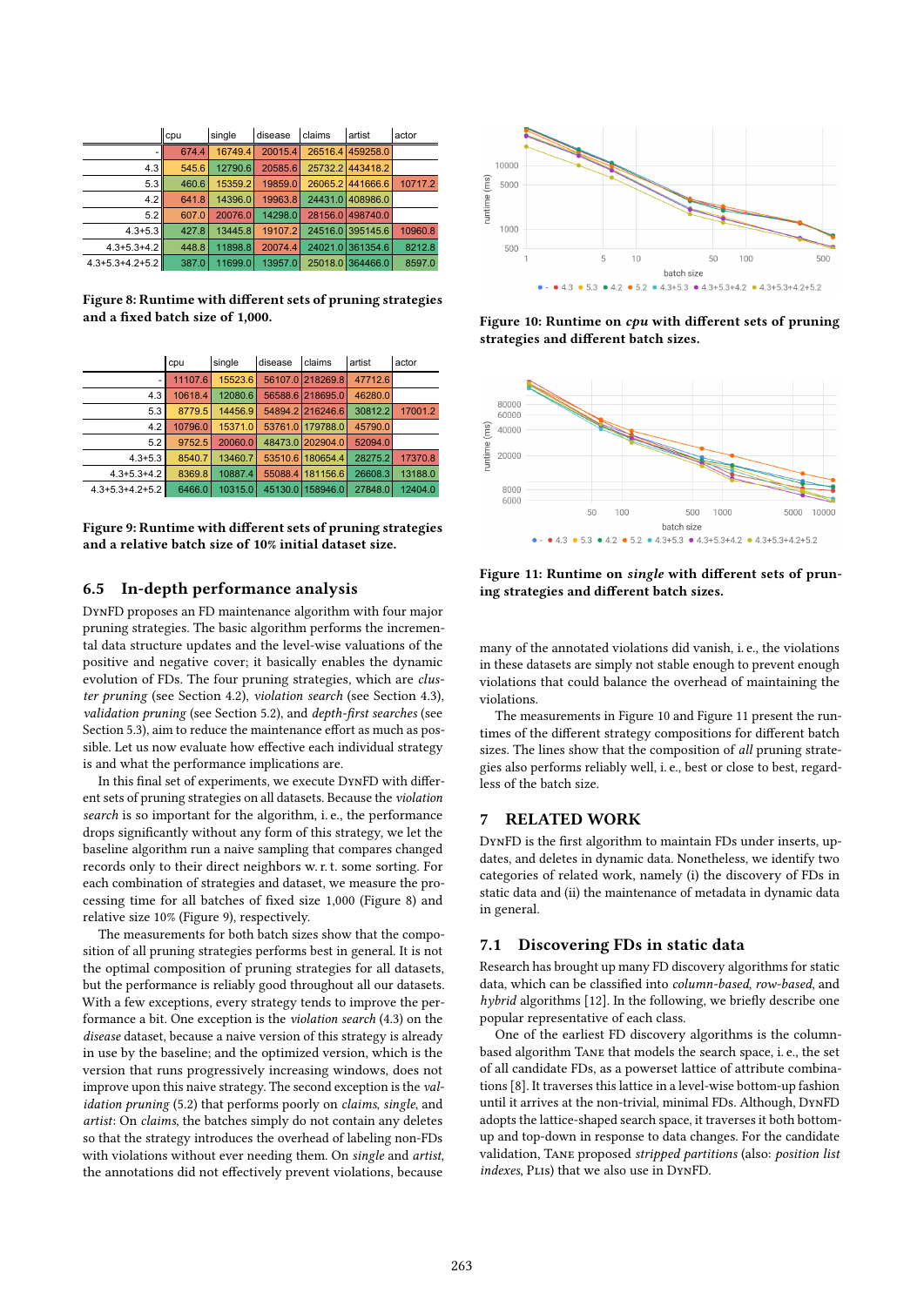|  | cpu | single | disease | claims | artist | actor |
|---|---|---|---|---|---|---|
| - | 674.4 | 16749.4 | 20015.4 | 26516.4 | 459258.0 |  |
| 4.3 | 545.6 | 12790.6 | 20585.6 | 25732.2 | 443418.2 |  |
| 5.3 | 460.6 | 15359.2 | 19859.0 | 26065.2 | 441666.6 | 10717.2 |
| 4.2 | 641.8 | 14396.0 | 19963.8 | 24431.0 | 408986.0 |  |
| 5.2 | 607.0 | 20076.0 | 14298.0 | 28156.0 | 498740.0 |  |
| 4.3+5.3 | 427.8 | 13445.8 | 19107.2 | 24516.0 | 395145.6 | 10960.8 |
| 4.3+5.3+4.2 | 448.8 | 11898.8 | 20074.4 | 24021.0 | 361354.6 | 8212.8 |
| 4.3+5.3+4.2+5.2 | 387.0 | 11699.0 | 13957.0 | 25018.0 | 364466.0 | 8597.0 |

**Figure 8: Runtime with different sets of pruning strategies and a fixed batch size of 1,000.**

|  | cpu | single | disease | claims | artist | actor |
|---|---|---|---|---|---|---|
| - | 11107.6 | 15523.6 | 56107.0 | 218269.8 | 47712.6 |  |
| 4.3 | 10618.4 | 12080.6 | 56588.6 | 218695.0 | 46280.0 |  |
| 5.3 | 8779.5 | 14456.9 | 54894.2 | 216246.6 | 30812.2 | 17001.2 |
| 4.2 | 10796.0 | 15371.0 | 53761.0 | 179788.0 | 45790.0 |  |
| 5.2 | 9752.5 | 20060.0 | 48473.0 | 202904.0 | 52094.0 |  |
| 4.3+5.3 | 8540.7 | 13460.7 | 53510.6 | 180654.4 | 28275.2 | 17370.8 |
| 4.3+5.3+4.2 | 8369.8 | 10887.4 | 55088.4 | 181156.6 | 26608.3 | 13188.0 |
| 4.3+5.3+4.2+5.2 | 6466.0 | 10315.0 | 45130.0 | 158946.0 | 27848.0 | 12404.0 |

**Figure 9: Runtime with different sets of pruning strategies and a relative batch size of 10% initial dataset size.**

## 6.5 In-depth performance analysis

DynFD proposes an FD maintenance algorithm with four major pruning strategies. The basic algorithm performs the incremental data structure updates and the level-wise valuations of the positive and negative cover; it basically enables the dynamic evolution of FDs. The four pruning strategies, which are *cluster pruning* (see Section 4.2), *violation search* (see Section 4.3), *validation pruning* (see Section 5.2), and *depth-first searches* (see Section 5.3), aim to reduce the maintenance effort as much as possible. Let us now evaluate how effective each individual strategy is and what the performance implications are.

In this final set of experiments, we execute DynFD with different sets of pruning strategies on all datasets. Because the *violation search* is so important for the algorithm, i. e., the performance drops significantly without any form of this strategy, we let the baseline algorithm run a naive sampling that compares changed records only to their direct neighbors w. r. t. some sorting. For each combination of strategies and dataset, we measure the processing time for all batches of fixed size 1,000 (Figure 8) and relative size 10% (Figure 9), respectively.

The measurements for both batch sizes show that the composition of all pruning strategies performs best in general. It is not the optimal composition of pruning strategies for all datasets, but the performance is reliably good throughout all our datasets. With a few exceptions, every strategy tends to improve the performance a bit. One exception is the *violation search* (4.3) on the *disease* dataset, because a naive version of this strategy is already in use by the baseline; and the optimized version, which is the version that runs progressively increasing windows, does not improve upon this naive strategy. The second exception is the *validation pruning* (5.2) that performs poorly on *claims*, *single*, and *artist*: On *claims*, the batches simply do not contain any deletes so that the strategy introduces the overhead of labeling non-FDs with violations without ever needing them. On *single* and *artist*, the annotations did not effectively prevent violations, because many of the annotated violations did vanish, i. e., the violations in these datasets are simply not stable enough to prevent enough violations that could balance the overhead of maintaining the violations.

The measurements in Figure 10 and Figure 11 present the runtimes of the different strategy compositions for different batch sizes. The lines show that the composition of *all* pruning strategies also performs reliably well, i. e., best or close to best, regardless of the batch size.

**Figure 10: Runtime on *cpu* with different sets of pruning strategies and different batch sizes.**

**Figure 11: Runtime on *single* with different sets of pruning strategies and different batch sizes.**

## 7 RELATED WORK

DynFD is the first algorithm to maintain FDs under inserts, updates, and deletes in dynamic data. Nonetheless, we identify two categories of related work, namely (i) the discovery of FDs in static data and (ii) the maintenance of metadata in dynamic data in general.

### 7.1 Discovering FDs in static data

Research has brought up many FD discovery algorithms for static data, which can be classified into *column-based*, *row-based*, and *hybrid* algorithms [12]. In the following, we briefly describe one popular representative of each class.

One of the earliest FD discovery algorithms is the column-based algorithm Tane that models the search space, i. e., the set of all candidate FDs, as a powerset lattice of attribute combinations [8]. It traverses this lattice in a level-wise bottom-up fashion until it arrives at the non-trivial, minimal FDs. Although, DynFD adopts the lattice-shaped search space, it traverses it both bottom-up and top-down in response to data changes. For the candidate validation, Tane proposed *stripped partitions* (also: *position list indexes*, Plis) that we also use in DynFD.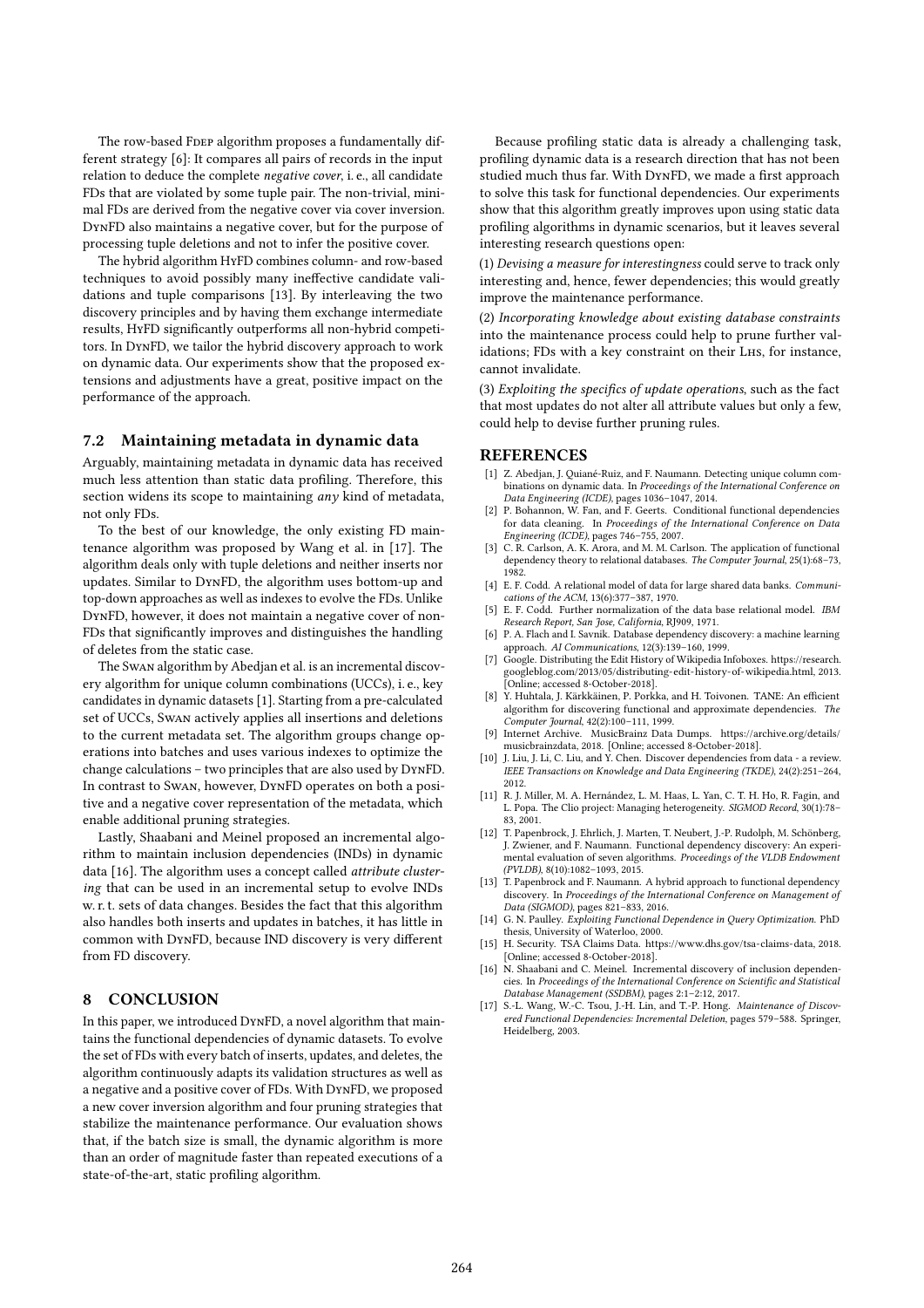The row-based FDEP algorithm proposes a fundamentally different strategy [6]: It compares all pairs of records in the input relation to deduce the complete *negative cover*, i. e., all candidate FDs that are violated by some tuple pair. The non-trivial, minimal FDs are derived from the negative cover via cover inversion. DYNFD also maintains a negative cover, but for the purpose of processing tuple deletions and not to infer the positive cover.

The hybrid algorithm HYFD combines column- and row-based techniques to avoid possibly many ineffective candidate validations and tuple comparisons [13]. By interleaving the two discovery principles and by having them exchange intermediate results, HYFD significantly outperforms all non-hybrid competitors. In DYNFD, we tailor the hybrid discovery approach to work on dynamic data. Our experiments show that the proposed extensions and adjustments have a great, positive impact on the performance of the approach.

## 7.2 Maintaining metadata in dynamic data

Arguably, maintaining metadata in dynamic data has received much less attention than static data profiling. Therefore, this section widens its scope to maintaining *any* kind of metadata, not only FDs.

To the best of our knowledge, the only existing FD maintenance algorithm was proposed by Wang et al. in [17]. The algorithm deals only with tuple deletions and neither inserts nor updates. Similar to DYNFD, the algorithm uses bottom-up and top-down approaches as well as indexes to evolve the FDs. Unlike DYNFD, however, it does not maintain a negative cover of non-FDs that significantly improves and distinguishes the handling of deletes from the static case.

The SWAN algorithm by Abedjan et al. is an incremental discovery algorithm for unique column combinations (UCCs), i. e., key candidates in dynamic datasets [1]. Starting from a pre-calculated set of UCCs, SWAN actively applies all insertions and deletions to the current metadata set. The algorithm groups change operations into batches and uses various indexes to optimize the change calculations – two principles that are also used by DYNFD. In contrast to SWAN, however, DYNFD operates on both a positive and a negative cover representation of the metadata, which enable additional pruning strategies.

Lastly, Shaabani and Meinel proposed an incremental algorithm to maintain inclusion dependencies (INDs) in dynamic data [16]. The algorithm uses a concept called *attribute clustering* that can be used in an incremental setup to evolve INDs w. r. t. sets of data changes. Besides the fact that this algorithm also handles both inserts and updates in batches, it has little in common with DYNFD, because IND discovery is very different from FD discovery.

# 8 CONCLUSION

In this paper, we introduced DYNFD, a novel algorithm that maintains the functional dependencies of dynamic datasets. To evolve the set of FDs with every batch of inserts, updates, and deletes, the algorithm continuously adapts its validation structures as well as a negative and a positive cover of FDs. With DYNFD, we proposed a new cover inversion algorithm and four pruning strategies that stabilize the maintenance performance. Our evaluation shows that, if the batch size is small, the dynamic algorithm is more than an order of magnitude faster than repeated executions of a state-of-the-art, static profiling algorithm.

Because profiling static data is already a challenging task, profiling dynamic data is a research direction that has not been studied much thus far. With DYNFD, we made a first approach to solve this task for functional dependencies. Our experiments show that this algorithm greatly improves upon using static data profiling algorithms in dynamic scenarios, but it leaves several interesting research questions open:

(1) *Devising a measure for interestingness* could serve to track only interesting and, hence, fewer dependencies; this would greatly improve the maintenance performance.

(2) *Incorporating knowledge about existing database constraints* into the maintenance process could help to prune further validations; FDs with a key constraint on their LHS, for instance, cannot invalidate.

(3) *Exploiting the specifics of update operations*, such as the fact that most updates do not alter all attribute values but only a few, could help to devise further pruning rules.

# REFERENCES

- [1] Z. Abedjan, J. Quiané-Ruiz, and F. Naumann. Detecting unique column combinations on dynamic data. In *Proceedings of the International Conference on Data Engineering (ICDE)*, pages 1036–1047, 2014.
- [2] P. Bohannon, W. Fan, and F. Geerts. Conditional functional dependencies for data cleaning. In *Proceedings of the International Conference on Data Engineering (ICDE)*, pages 746–755, 2007.
- [3] C. R. Carlson, A. K. Arora, and M. M. Carlson. The application of functional dependency theory to relational databases. *The Computer Journal*, 25(1):68–73, 1982.
- [4] E. F. Codd. A relational model of data for large shared data banks. *Communications of the ACM*, 13(6):377–387, 1970.
- [5] E. F. Codd. Further normalization of the data base relational model. *IBM Research Report, San Jose, California*, RJ909, 1971.
- [6] P. A. Flach and I. Savnik. Database dependency discovery: a machine learning approach. *AI Communications*, 12(3):139–160, 1999.
- [7] Google. Distributing the Edit History of Wikipedia Infoboxes. https://research.googleblog.com/2013/05/distributing-edit-history-of-wikipedia.html, 2013. [Online; accessed 8-October-2018].
- [8] Y. Huhtala, J. Kärkkäinen, P. Porkka, and H. Toivonen. TANE: An efficient algorithm for discovering functional and approximate dependencies. *The Computer Journal*, 42(2):100–111, 1999.
- [9] Internet Archive. MusicBrainz Data Dumps. https://archive.org/details/musicbrainzdata, 2018. [Online; accessed 8-October-2018].
- [10] J. Liu, J. Li, C. Liu, and Y. Chen. Discover dependencies from data - a review. *IEEE Transactions on Knowledge and Data Engineering (TKDE)*, 24(2):251–264, 2012.
- [11] R. J. Miller, M. A. Hernández, L. M. Haas, L. Yan, C. T. H. Ho, R. Fagin, and L. Popa. The Clio project: Managing heterogeneity. *SIGMOD Record*, 30(1):78–83, 2001.
- [12] T. Papenbrock, J. Ehrlich, J. Marten, T. Neubert, J.-P. Rudolph, M. Schönberg, J. Zwiener, and F. Naumann. Functional dependency discovery: An experimental evaluation of seven algorithms. *Proceedings of the VLDB Endowment (PVLDB)*, 8(10):1082–1093, 2015.
- [13] T. Papenbrock and F. Naumann. A hybrid approach to functional dependency discovery. In *Proceedings of the International Conference on Management of Data (SIGMOD)*, pages 821–833, 2016.
- [14] G. N. Paulley. *Exploiting Functional Dependence in Query Optimization*. PhD thesis, University of Waterloo, 2000.
- [15] H. Security. TSA Claims Data. https://www.dhs.gov/tsa-claims-data, 2018. [Online; accessed 8-October-2018].
- [16] N. Shaabani and C. Meinel. Incremental discovery of inclusion dependencies. In *Proceedings of the International Conference on Scientific and Statistical Database Management (SSDBM)*, pages 2:1–2:12, 2017.
- [17] S.-L. Wang, W.-C. Tsou, J.-H. Lin, and T.-P. Hong. *Maintenance of Discovered Functional Dependencies: Incremental Deletion*, pages 579–588. Springer, Heidelberg, 2003.